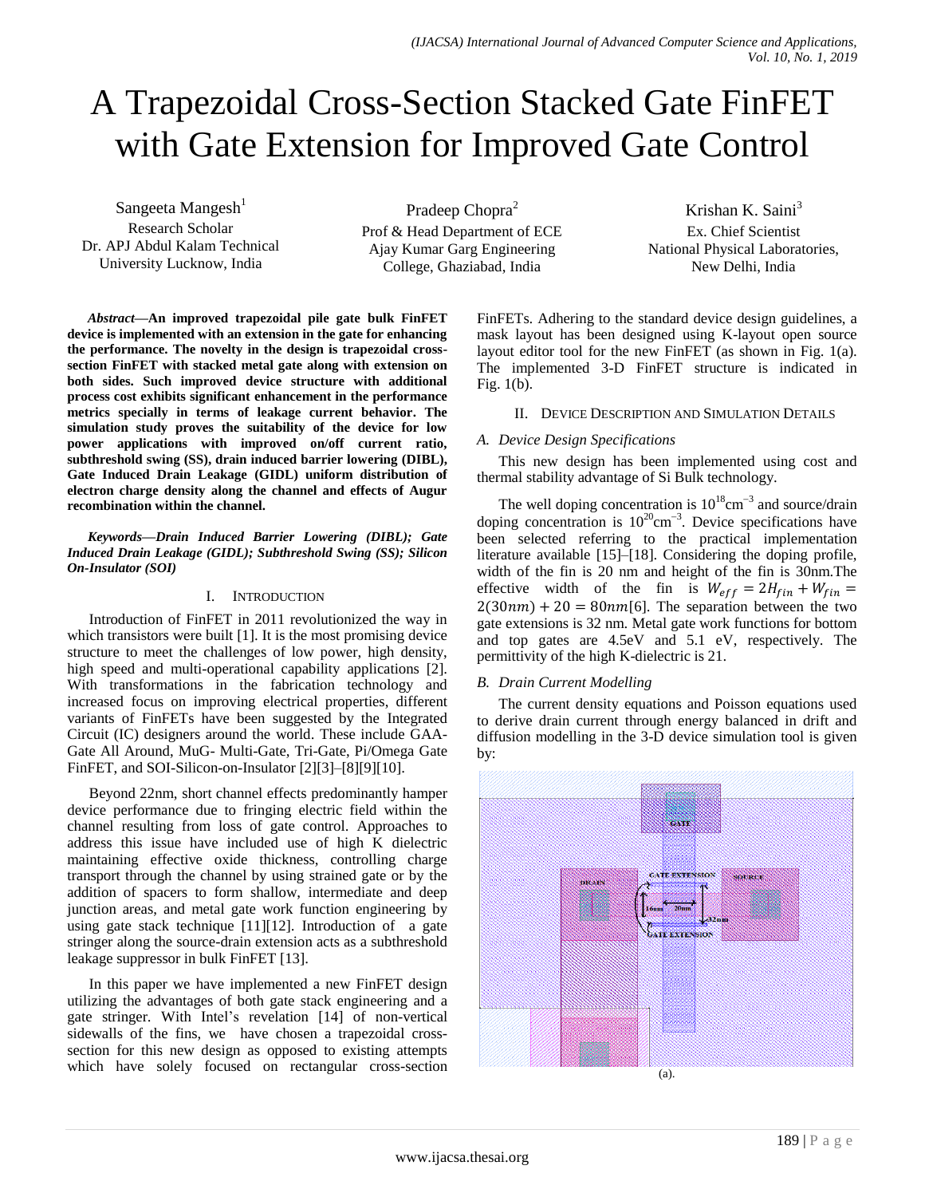# A Trapezoidal Cross-Section Stacked Gate FinFET with Gate Extension for Improved Gate Control

Sangeeta Mangesh[1]
Research Scholar
Dr. APJ Abdul Kalam Technical University Lucknow, India

Pradeep Chopra[2]
Prof & Head Department of ECE
Ajay Kumar Garg Engineering College, Ghaziabad, India

Krishan K. Saini[3]
Ex. Chief Scientist
National Physical Laboratories, New Delhi, India

***Abstract*—An improved trapezoidal pile gate bulk FinFET device is implemented with an extension in the gate for enhancing the performance. The novelty in the design is trapezoidal cross-section FinFET with stacked metal gate along with extension on both sides. Such improved device structure with additional process cost exhibits significant enhancement in the performance metrics specially in terms of leakage current behavior. The simulation study proves the suitability of the device for low power applications with improved on/off current ratio, subthreshold swing (SS), drain induced barrier lowering (DIBL), Gate Induced Drain Leakage (GIDL) uniform distribution of electron charge density along the channel and effects of Augur recombination within the channel.**

***Keywords*—*Drain Induced Barrier Lowering (DIBL); Gate Induced Drain Leakage (GIDL); Subthreshold Swing (SS); Silicon On-Insulator (SOI)***

## I. Introduction

Introduction of FinFET in 2011 revolutionized the way in which transistors were built [1]. It is the most promising device structure to meet the challenges of low power, high density, high speed and multi-operational capability applications [2]. With transformations in the fabrication technology and increased focus on improving electrical properties, different variants of FinFETs have been suggested by the Integrated Circuit (IC) designers around the world. These include GAA-Gate All Around, MuG- Multi-Gate, Tri-Gate, Pi/Omega Gate FinFET, and SOI-Silicon-on-Insulator [2][3]–[8][9][10].

Beyond 22nm, short channel effects predominantly hamper device performance due to fringing electric field within the channel resulting from loss of gate control. Approaches to address this issue have included use of high K dielectric maintaining effective oxide thickness, controlling charge transport through the channel by using strained gate or by the addition of spacers to form shallow, intermediate and deep junction areas, and metal gate work function engineering by using gate stack technique [11][12]. Introduction of a gate stringer along the source-drain extension acts as a subthreshold leakage suppressor in bulk FinFET [13].

In this paper we have implemented a new FinFET design utilizing the advantages of both gate stack engineering and a gate stringer. With Intel's revelation [14] of non-vertical sidewalls of the fins, we have chosen a trapezoidal cross-section for this new design as opposed to existing attempts which have solely focused on rectangular cross-section FinFETs. Adhering to the standard device design guidelines, a mask layout has been designed using K-layout open source layout editor tool for the new FinFET (as shown in Fig. 1(a). The implemented 3-D FinFET structure is indicated in Fig. 1(b).

## II. Device Description and Simulation Details

### A. Device Design Specifications

This new design has been implemented using cost and thermal stability advantage of Si Bulk technology.

The well doping concentration is $10^{18}\text{cm}^{-3}$ and source/drain doping concentration is $10^{20}\text{cm}^{-3}$. Device specifications have been selected referring to the practical implementation literature available [15]–[18]. Considering the doping profile, width of the fin is 20 nm and height of the fin is 30nm.The effective width of the fin is $W_{eff} = 2H_{fin} + W_{fin} = 2(30nm) + 20 = 80nm$[6]. The separation between the two gate extensions is 32 nm. Metal gate work functions for bottom and top gates are 4.5eV and 5.1 eV, respectively. The permittivity of the high K-dielectric is 21.

### B. Drain Current Modelling

The current density equations and Poisson equations used to derive drain current through energy balanced in drift and diffusion modelling in the 3-D device simulation tool is given by:

(a).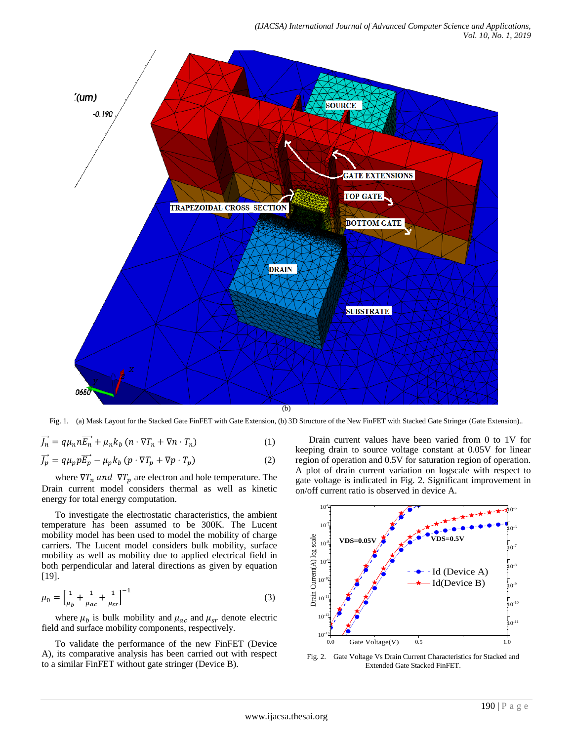(b)

Fig. 1. (a) Mask Layout for the Stacked Gate FinFET with Gate Extension, (b) 3D Structure of the New FinFET with Stacked Gate Stringer (Gate Extension)..

$$\overrightarrow{J_n} = q\mu_n n\overrightarrow{E_n} + \mu_n k_b\,(n \cdot \nabla T_n + \nabla n \cdot T_n) \quad (1)$$

$$\overrightarrow{J_p} = q\mu_p p\overrightarrow{E_p} - \mu_p k_b\,(p \cdot \nabla T_p + \nabla p \cdot T_p) \quad (2)$$

where $\nabla T_n$ *and* $\nabla T_p$ are electron and hole temperature. The Drain current model considers thermal as well as kinetic energy for total energy computation.

To investigate the electrostatic characteristics, the ambient temperature has been assumed to be 300K. The Lucent mobility model has been used to model the mobility of charge carriers. The Lucent model considers bulk mobility, surface mobility as well as mobility due to applied electrical field in both perpendicular and lateral directions as given by equation [19].

$$\mu_0 = \left[\frac{1}{\mu_b} + \frac{1}{\mu_{ac}} + \frac{1}{\mu_{sr}}\right]^{-1} \quad (3)$$

where $\mu_b$ is bulk mobility and $\mu_{ac}$ and $\mu_{sr}$ denote electric field and surface mobility components, respectively.

To validate the performance of the new FinFET (Device A), its comparative analysis has been carried out with respect to a similar FinFET without gate stringer (Device B).

Drain current values have been varied from 0 to 1V for keeping drain to source voltage constant at 0.05V for linear region of operation and 0.5V for saturation region of operation. A plot of drain current variation on logscale with respect to gate voltage is indicated in Fig. 2. Significant improvement in on/off current ratio is observed in device A.

Fig. 2. Gate Voltage Vs Drain Current Characteristics for Stacked and Extended Gate Stacked FinFET.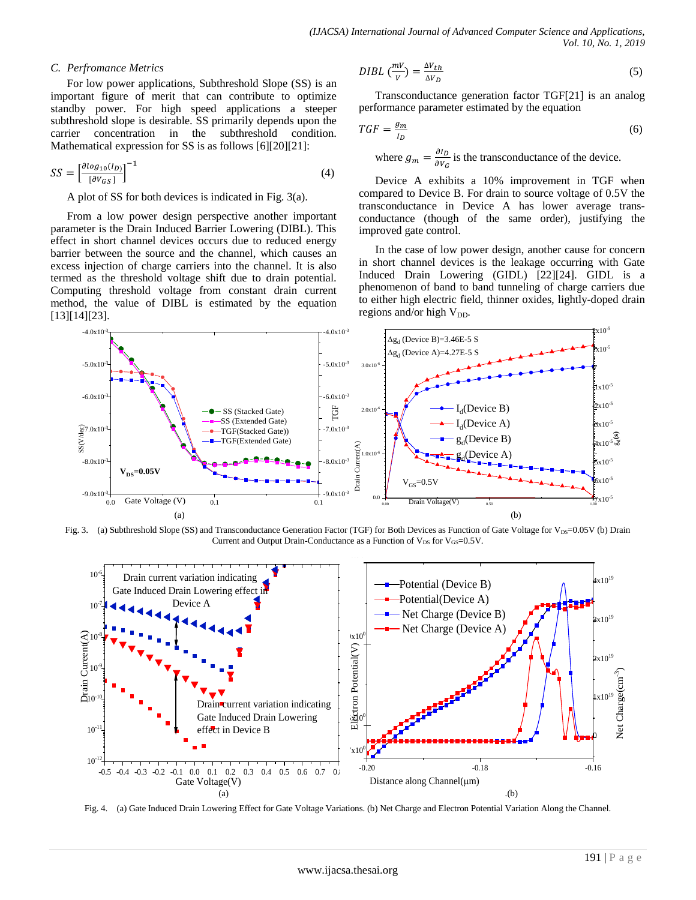### C. Perfromance Metrics

For low power applications, Subthreshold Slope (SS) is an important figure of merit that can contribute to optimize standby power. For high speed applications a steeper subthreshold slope is desirable. SS primarily depends upon the carrier concentration in the subthreshold condition. Mathematical expression for SS is as follows [6][20][21]:

$$SS = \left[\frac{\partial log_{10}(I_D)}{[\partial V_{GS}]}\right]^{-1} \quad (4)$$

A plot of SS for both devices is indicated in Fig. 3(a).

From a low power design perspective another important parameter is the Drain Induced Barrier Lowering (DIBL). This effect in short channel devices occurs due to reduced energy barrier between the source and the channel, which causes an excess injection of charge carriers into the channel. It is also termed as the threshold voltage shift due to drain potential. Computing threshold voltage from constant drain current method, the value of DIBL is estimated by the equation [13][14][23].

$$DIBL\left(\frac{mV}{V}\right) = \frac{\Delta V_{th}}{\Delta V_D} \quad (5)$$

Transconductance generation factor TGF[21] is an analog performance parameter estimated by the equation

$$TGF = \frac{g_m}{I_D} \quad (6)$$

where $g_m = \frac{\partial I_D}{\partial V_G}$ is the transconductance of the device.

Device A exhibits a 10% improvement in TGF when compared to Device B. For drain to source voltage of 0.5V the transconductance in Device A has lower average transconductance (though of the same order), justifying the improved gate control.

In the case of low power design, another cause for concern in short channel devices is the leakage occurring with Gate Induced Drain Lowering (GIDL) [22][24]. GIDL is a phenomenon of band to band tunneling of charge carriers due to either high electric field, thinner oxides, lightly-doped drain regions and/or high $V_{DD}$.

Fig. 3. (a) Subthreshold Slope (SS) and Transconductance Generation Factor (TGF) for Both Devices as Function of Gate Voltage for $V_{DS}$=0.05V (b) Drain Current and Output Drain-Conductance as a Function of $V_{DS}$ for $V_{GS}$=0.5V.

Fig. 4. (a) Gate Induced Drain Lowering Effect for Gate Voltage Variations. (b) Net Charge and Electron Potential Variation Along the Channel.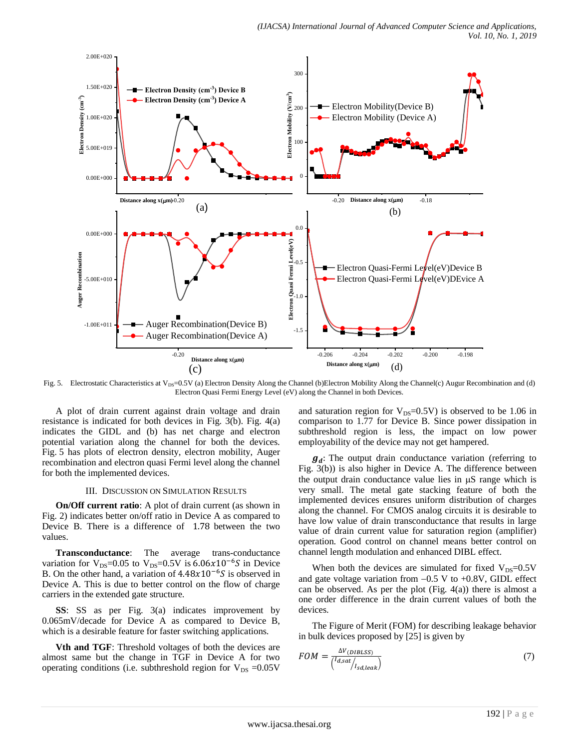Fig. 5. Electrostatic Characteristics at $V_{DS}$=0.5V (a) Electron Density Along the Channel (b)Electron Mobility Along the Channel(c) Augur Recombination and (d) Electron Quasi Fermi Energy Level (eV) along the Channel in both Devices.

A plot of drain current against drain voltage and drain resistance is indicated for both devices in Fig. 3(b). Fig. 4(a) indicates the GIDL and (b) has net charge and electron potential variation along the channel for both the devices. Fig. 5 has plots of electron density, electron mobility, Auger recombination and electron quasi Fermi level along the channel for both the implemented devices.

## III. Discussion on Simulation Results

**On/Off current ratio**: A plot of drain current (as shown in Fig. 2) indicates better on/off ratio in Device A as compared to Device B. There is a difference of 1.78 between the two values.

**Transconductance**: The average trans-conductance variation for $V_{DS}$=0.05 to $V_{DS}$=0.5V is $6.06x10^{-6}S$ in Device B. On the other hand, a variation of $4.48x10^{-6}S$ is observed in Device A. This is due to better control on the flow of charge carriers in the extended gate structure.

**SS**: SS as per Fig. 3(a) indicates improvement by 0.065mV/decade for Device A as compared to Device B, which is a desirable feature for faster switching applications.

**Vth and TGF**: Threshold voltages of both the devices are almost same but the change in TGF in Device A for two operating conditions (i.e. subthreshold region for $V_{DS}$ =0.05V and saturation region for $V_{DS}$=0.5V) is observed to be 1.06 in comparison to 1.77 for Device B. Since power dissipation in subthreshold region is less, the impact on low power employability of the device may not get hampered.

$\boldsymbol{g_d}$: The output drain conductance variation (referring to Fig. 3(b)) is also higher in Device A. The difference between the output drain conductance value lies in μS range which is very small. The metal gate stacking feature of both the implemented devices ensures uniform distribution of charges along the channel. For CMOS analog circuits it is desirable to have low value of drain transconductance that results in large value of drain current value for saturation region (amplifier) operation. Good control on channel means better control on channel length modulation and enhanced DIBL effect.

When both the devices are simulated for fixed $V_{DS}$=0.5V and gate voltage variation from −0.5 V to +0.8V, GIDL effect can be observed. As per the plot (Fig. 4(a)) there is almost a one order difference in the drain current values of both the devices.

The Figure of Merit (FOM) for describing leakage behavior in bulk devices proposed by [25] is given by

$$FOM = \frac{\Delta V_{(DIBLSS)}}{\left( I_{d,sat} / I_{sd,leak} \right)} \tag{7}$$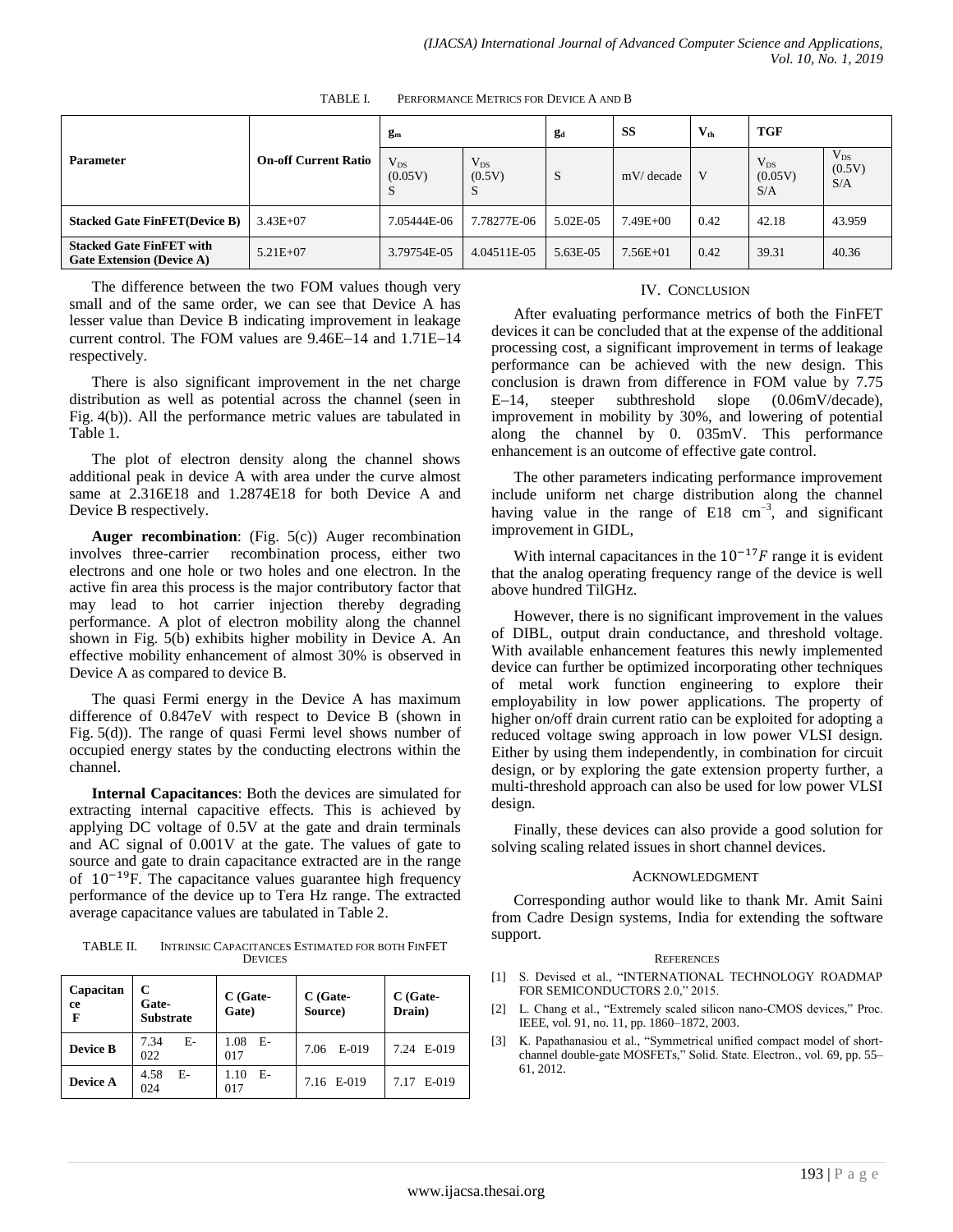TABLE I. PERFORMANCE METRICS FOR DEVICE A AND B

| Parameter | On-off Current Ratio | $g_m$ | | $g_d$ | SS | $V_{th}$ | TGF | |
|---|---|---|---|---|---|---|---|---|
| | | $V_{DS}$ (0.05V) S | $V_{DS}$ (0.5V) S | S | mV/ decade | V | $V_{DS}$ (0.05V) S/A | $V_{DS}$ (0.5V) S/A |
| **Stacked Gate FinFET(Device B)** | 3.43E+07 | 7.05444E-06 | 7.78277E-06 | 5.02E-05 | 7.49E+00 | 0.42 | 42.18 | 43.959 |
| **Stacked Gate FinFET with Gate Extension (Device A)** | 5.21E+07 | 3.79754E-05 | 4.04511E-05 | 5.63E-05 | 7.56E+01 | 0.42 | 39.31 | 40.36 |

The difference between the two FOM values though very small and of the same order, we can see that Device A has lesser value than Device B indicating improvement in leakage current control. The FOM values are 9.46E−14 and 1.71E−14 respectively.

There is also significant improvement in the net charge distribution as well as potential across the channel (seen in Fig. 4(b)). All the performance metric values are tabulated in Table 1.

The plot of electron density along the channel shows additional peak in device A with area under the curve almost same at 2.316E18 and 1.2874E18 for both Device A and Device B respectively.

**Auger recombination**: (Fig. 5(c)) Auger recombination involves three-carrier recombination process, either two electrons and one hole or two holes and one electron. In the active fin area this process is the major contributory factor that may lead to hot carrier injection thereby degrading performance. A plot of electron mobility along the channel shown in Fig. 5(b) exhibits higher mobility in Device A. An effective mobility enhancement of almost 30% is observed in Device A as compared to device B.

The quasi Fermi energy in the Device A has maximum difference of 0.847eV with respect to Device B (shown in Fig. 5(d)). The range of quasi Fermi level shows number of occupied energy states by the conducting electrons within the channel.

**Internal Capacitances**: Both the devices are simulated for extracting internal capacitive effects. This is achieved by applying DC voltage of 0.5V at the gate and drain terminals and AC signal of 0.001V at the gate. The values of gate to source and gate to drain capacitance extracted are in the range of $10^{-19}$F. The capacitance values guarantee high frequency performance of the device up to Tera Hz range. The extracted average capacitance values are tabulated in Table 2.

TABLE II. INTRINSIC CAPACITANCES ESTIMATED FOR BOTH FINFET DEVICES

| Capacitance F | C Gate-Substrate | C (Gate-Gate) | C (Gate-Source) | C (Gate-Drain) |
|---|---|---|---|---|
| **Device B** | 7.34 E-022 | 1.08 E-017 | 7.06 E-019 | 7.24 E-019 |
| **Device A** | 4.58 E-024 | 1.10 E-017 | 7.16 E-019 | 7.17 E-019 |

## IV. CONCLUSION

After evaluating performance metrics of both the FinFET devices it can be concluded that at the expense of the additional processing cost, a significant improvement in terms of leakage performance can be achieved with the new design. This conclusion is drawn from difference in FOM value by 7.75 E−14, steeper subthreshold slope (0.06mV/decade), improvement in mobility by 30%, and lowering of potential along the channel by 0. 035mV. This performance enhancement is an outcome of effective gate control.

The other parameters indicating performance improvement include uniform net charge distribution along the channel having value in the range of E18 cm$^{-3}$, and significant improvement in GIDL,

With internal capacitances in the $10^{-17}F$ range it is evident that the analog operating frequency range of the device is well above hundred TilGHz.

However, there is no significant improvement in the values of DIBL, output drain conductance, and threshold voltage. With available enhancement features this newly implemented device can further be optimized incorporating other techniques of metal work function engineering to explore their employability in low power applications. The property of higher on/off drain current ratio can be exploited for adopting a reduced voltage swing approach in low power VLSI design. Either by using them independently, in combination for circuit design, or by exploring the gate extension property further, a multi-threshold approach can also be used for low power VLSI design.

Finally, these devices can also provide a good solution for solving scaling related issues in short channel devices.

## ACKNOWLEDGMENT

Corresponding author would like to thank Mr. Amit Saini from Cadre Design systems, India for extending the software support.

## REFERENCES

[1] S. Devised et al., "INTERNATIONAL TECHNOLOGY ROADMAP FOR SEMICONDUCTORS 2.0," 2015.

[2] L. Chang et al., "Extremely scaled silicon nano-CMOS devices," Proc. IEEE, vol. 91, no. 11, pp. 1860–1872, 2003.

[3] K. Papathanasiou et al., "Symmetrical unified compact model of short-channel double-gate MOSFETs," Solid. State. Electron., vol. 69, pp. 55–61, 2012.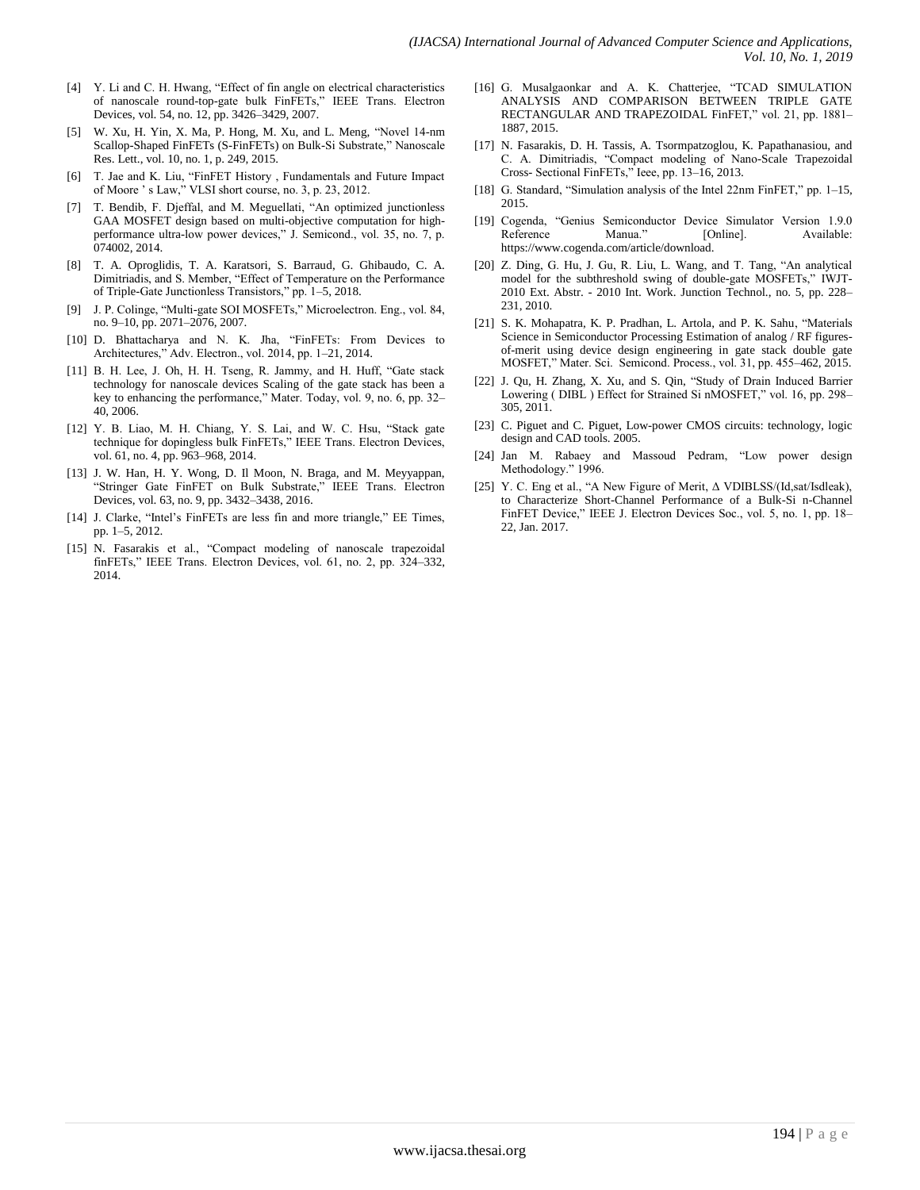[4] Y. Li and C. H. Hwang, "Effect of fin angle on electrical characteristics of nanoscale round-top-gate bulk FinFETs," IEEE Trans. Electron Devices, vol. 54, no. 12, pp. 3426–3429, 2007.

[5] W. Xu, H. Yin, X. Ma, P. Hong, M. Xu, and L. Meng, "Novel 14-nm Scallop-Shaped FinFETs (S-FinFETs) on Bulk-Si Substrate," Nanoscale Res. Lett., vol. 10, no. 1, p. 249, 2015.

[6] T. Jae and K. Liu, "FinFET History , Fundamentals and Future Impact of Moore ' s Law," VLSI short course, no. 3, p. 23, 2012.

[7] T. Bendib, F. Djeffal, and M. Meguellati, "An optimized junctionless GAA MOSFET design based on multi-objective computation for high-performance ultra-low power devices," J. Semicond., vol. 35, no. 7, p. 074002, 2014.

[8] T. A. Oproglidis, T. A. Karatsori, S. Barraud, G. Ghibaudo, C. A. Dimitriadis, and S. Member, "Effect of Temperature on the Performance of Triple-Gate Junctionless Transistors," pp. 1–5, 2018.

[9] J. P. Colinge, "Multi-gate SOI MOSFETs," Microelectron. Eng., vol. 84, no. 9–10, pp. 2071–2076, 2007.

[10] D. Bhattacharya and N. K. Jha, "FinFETs: From Devices to Architectures," Adv. Electron., vol. 2014, pp. 1–21, 2014.

[11] B. H. Lee, J. Oh, H. H. Tseng, R. Jammy, and H. Huff, "Gate stack technology for nanoscale devices Scaling of the gate stack has been a key to enhancing the performance," Mater. Today, vol. 9, no. 6, pp. 32–40, 2006.

[12] Y. B. Liao, M. H. Chiang, Y. S. Lai, and W. C. Hsu, "Stack gate technique for dopingless bulk FinFETs," IEEE Trans. Electron Devices, vol. 61, no. 4, pp. 963–968, 2014.

[13] J. W. Han, H. Y. Wong, D. Il Moon, N. Braga, and M. Meyyappan, "Stringer Gate FinFET on Bulk Substrate," IEEE Trans. Electron Devices, vol. 63, no. 9, pp. 3432–3438, 2016.

[14] J. Clarke, "Intel's FinFETs are less fin and more triangle," EE Times, pp. 1–5, 2012.

[15] N. Fasarakis et al., "Compact modeling of nanoscale trapezoidal finFETs," IEEE Trans. Electron Devices, vol. 61, no. 2, pp. 324–332, 2014.

[16] G. Musalgaonkar and A. K. Chatterjee, "TCAD SIMULATION ANALYSIS AND COMPARISON BETWEEN TRIPLE GATE RECTANGULAR AND TRAPEZOIDAL FinFET," vol. 21, pp. 1881–1887, 2015.

[17] N. Fasarakis, D. H. Tassis, A. Tsormpatzoglou, K. Papathanasiou, and C. A. Dimitriadis, "Compact modeling of Nano-Scale Trapezoidal Cross- Sectional FinFETs," Ieee, pp. 13–16, 2013.

[18] G. Standard, "Simulation analysis of the Intel 22nm FinFET," pp. 1–15, 2015.

[19] Cogenda, "Genius Semiconductor Device Simulator Version 1.9.0 Reference Manua." [Online]. Available: https://www.cogenda.com/article/download.

[20] Z. Ding, G. Hu, J. Gu, R. Liu, L. Wang, and T. Tang, "An analytical model for the subthreshold swing of double-gate MOSFETs," IWJT-2010 Ext. Abstr. - 2010 Int. Work. Junction Technol., no. 5, pp. 228–231, 2010.

[21] S. K. Mohapatra, K. P. Pradhan, L. Artola, and P. K. Sahu, "Materials Science in Semiconductor Processing Estimation of analog / RF figures-of-merit using device design engineering in gate stack double gate MOSFET," Mater. Sci. Semicond. Process., vol. 31, pp. 455–462, 2015.

[22] J. Qu, H. Zhang, X. Xu, and S. Qin, "Study of Drain Induced Barrier Lowering ( DIBL ) Effect for Strained Si nMOSFET," vol. 16, pp. 298–305, 2011.

[23] C. Piguet and C. Piguet, Low-power CMOS circuits: technology, logic design and CAD tools. 2005.

[24] Jan M. Rabaey and Massoud Pedram, "Low power design Methodology." 1996.

[25] Y. C. Eng et al., "A New Figure of Merit, Δ VDIBLSS/(Id,sat/Isdleak), to Characterize Short-Channel Performance of a Bulk-Si n-Channel FinFET Device," IEEE J. Electron Devices Soc., vol. 5, no. 1, pp. 18–22, Jan. 2017.